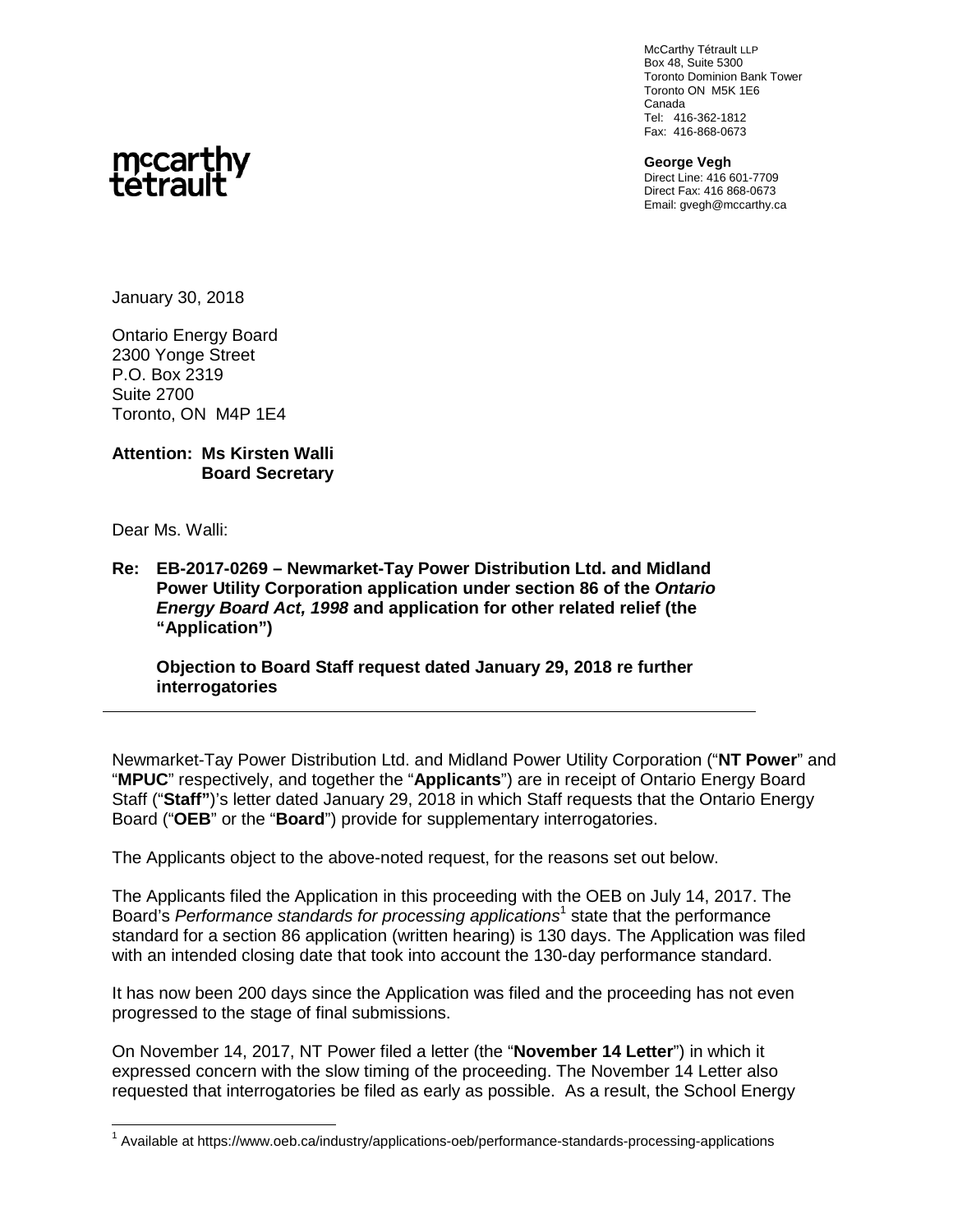McCarthy Tétrault LLP
Box 48, Suite 5300
Toronto Dominion Bank Tower
Toronto ON M5K 1E6
Canada
Tel: 416-362-1812
Fax: 416-868-0673

mccarthy tetrault

**George Vegh**
Direct Line: 416 601-7709
Direct Fax: 416 868-0673
Email: gvegh@mccarthy.ca

January 30, 2018

Ontario Energy Board
2300 Yonge Street
P.O. Box 2319
Suite 2700
Toronto, ON M4P 1E4

**Attention: Ms Kirsten Walli**
**Board Secretary**

Dear Ms. Walli:

**Re: EB-2017-0269 – Newmarket-Tay Power Distribution Ltd. and Midland Power Utility Corporation application under section 86 of the *Ontario Energy Board Act, 1998* and application for other related relief (the "Application")**

**Objection to Board Staff request dated January 29, 2018 re further interrogatories**

---

Newmarket-Tay Power Distribution Ltd. and Midland Power Utility Corporation ("**NT Power**" and "**MPUC**" respectively, and together the "**Applicants**") are in receipt of Ontario Energy Board Staff ("**Staff**")'s letter dated January 29, 2018 in which Staff requests that the Ontario Energy Board ("**OEB**" or the "**Board**") provide for supplementary interrogatories.

The Applicants object to the above-noted request, for the reasons set out below.

The Applicants filed the Application in this proceeding with the OEB on July 14, 2017. The Board's *Performance standards for processing applications*[1] state that the performance standard for a section 86 application (written hearing) is 130 days. The Application was filed with an intended closing date that took into account the 130-day performance standard.

It has now been 200 days since the Application was filed and the proceeding has not even progressed to the stage of final submissions.

On November 14, 2017, NT Power filed a letter (the "**November 14 Letter**") in which it expressed concern with the slow timing of the proceeding. The November 14 Letter also requested that interrogatories be filed as early as possible. As a result, the School Energy

[1] Available at https://www.oeb.ca/industry/applications-oeb/performance-standards-processing-applications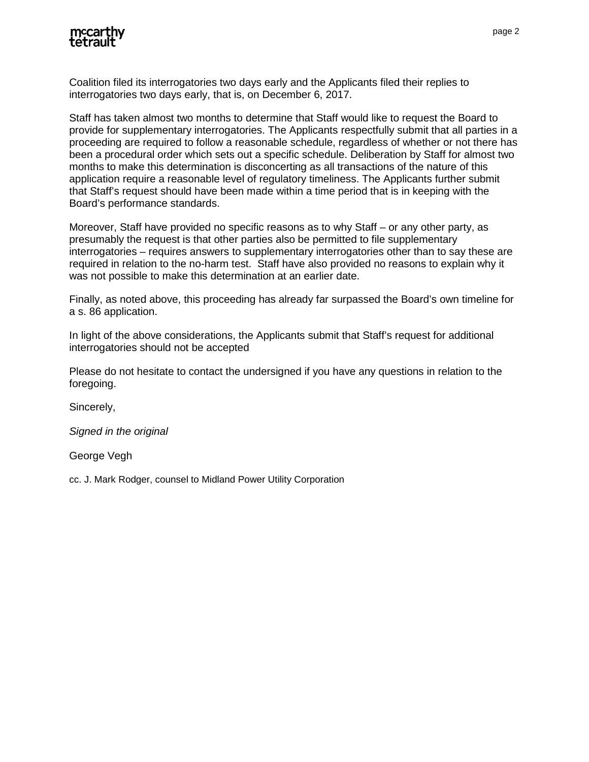Coalition filed its interrogatories two days early and the Applicants filed their replies to interrogatories two days early, that is, on December 6, 2017.

Staff has taken almost two months to determine that Staff would like to request the Board to provide for supplementary interrogatories. The Applicants respectfully submit that all parties in a proceeding are required to follow a reasonable schedule, regardless of whether or not there has been a procedural order which sets out a specific schedule. Deliberation by Staff for almost two months to make this determination is disconcerting as all transactions of the nature of this application require a reasonable level of regulatory timeliness. The Applicants further submit that Staff's request should have been made within a time period that is in keeping with the Board's performance standards.

Moreover, Staff have provided no specific reasons as to why Staff – or any other party, as presumably the request is that other parties also be permitted to file supplementary interrogatories – requires answers to supplementary interrogatories other than to say these are required in relation to the no-harm test. Staff have also provided no reasons to explain why it was not possible to make this determination at an earlier date.

Finally, as noted above, this proceeding has already far surpassed the Board's own timeline for a s. 86 application.

In light of the above considerations, the Applicants submit that Staff's request for additional interrogatories should not be accepted

Please do not hesitate to contact the undersigned if you have any questions in relation to the foregoing.

Sincerely,

*Signed in the original*

George Vegh

cc. J. Mark Rodger, counsel to Midland Power Utility Corporation